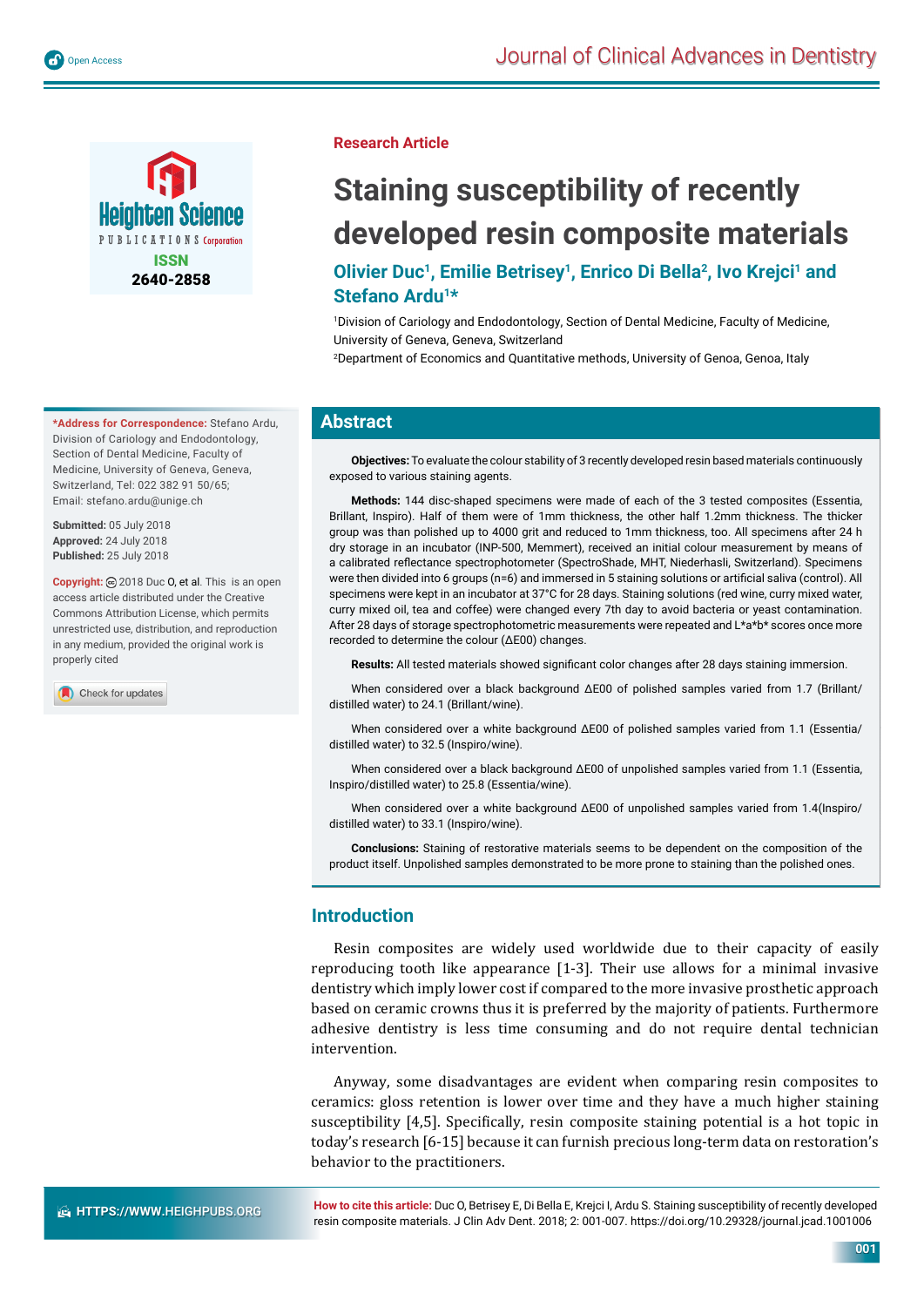Research Article

# Staining susceptibility of recently developed resin composite materials

**Olivier Duc[1], Emilie Betrisey[1], Enrico Di Bella[2], Ivo Krejci[1] and Stefano Ardu[1]\***

[1]Division of Cariology and Endodontology, Section of Dental Medicine, Faculty of Medicine, University of Geneva, Geneva, Switzerland

[2]Department of Economics and Quantitative methods, University of Genoa, Genoa, Italy

**\*Address for Correspondence:** Stefano Ardu, Division of Cariology and Endodontology, Section of Dental Medicine, Faculty of Medicine, University of Geneva, Geneva, Switzerland, Tel: 022 382 91 50/65; Email: stefano.ardu@unige.ch

**Submitted:** 05 July 2018
**Approved:** 24 July 2018
**Published:** 25 July 2018

**Copyright:** © 2018 Duc O, et al. This is an open access article distributed under the Creative Commons Attribution License, which permits unrestricted use, distribution, and reproduction in any medium, provided the original work is properly cited

## Abstract

**Objectives:** To evaluate the colour stability of 3 recently developed resin based materials continuously exposed to various staining agents.

**Methods:** 144 disc-shaped specimens were made of each of the 3 tested composites (Essentia, Brillant, Inspiro). Half of them were of 1mm thickness, the other half 1.2mm thickness. The thicker group was than polished up to 4000 grit and reduced to 1mm thickness, too. All specimens after 24 h dry storage in an incubator (INP-500, Memmert), received an initial colour measurement by means of a calibrated reflectance spectrophotometer (SpectroShade, MHT, Niederhasli, Switzerland). Specimens were then divided into 6 groups (n=6) and immersed in 5 staining solutions or artificial saliva (control). All specimens were kept in an incubator at 37°C for 28 days. Staining solutions (red wine, curry mixed water, curry mixed oil, tea and coffee) were changed every 7th day to avoid bacteria or yeast contamination. After 28 days of storage spectrophotometric measurements were repeated and L\*a\*b\* scores once more recorded to determine the colour (ΔE00) changes.

**Results:** All tested materials showed significant color changes after 28 days staining immersion.

When considered over a black background ΔE00 of polished samples varied from 1.7 (Brillant/distilled water) to 24.1 (Brillant/wine).

When considered over a white background ΔE00 of polished samples varied from 1.1 (Essentia/distilled water) to 32.5 (Inspiro/wine).

When considered over a black background ΔE00 of unpolished samples varied from 1.1 (Essentia, Inspiro/distilled water) to 25.8 (Essentia/wine).

When considered over a white background ΔE00 of unpolished samples varied from 1.4(Inspiro/distilled water) to 33.1 (Inspiro/wine).

**Conclusions:** Staining of restorative materials seems to be dependent on the composition of the product itself. Unpolished samples demonstrated to be more prone to staining than the polished ones.

## Introduction

Resin composites are widely used worldwide due to their capacity of easily reproducing tooth like appearance [1-3]. Their use allows for a minimal invasive dentistry which imply lower cost if compared to the more invasive prosthetic approach based on ceramic crowns thus it is preferred by the majority of patients. Furthermore adhesive dentistry is less time consuming and do not require dental technician intervention.

Anyway, some disadvantages are evident when comparing resin composites to ceramics: gloss retention is lower over time and they have a much higher staining susceptibility [4,5]. Specifically, resin composite staining potential is a hot topic in today's research [6-15] because it can furnish precious long-term data on restoration's behavior to the practitioners.

**How to cite this article:** Duc O, Betrisey E, Di Bella E, Krejci I, Ardu S. Staining susceptibility of recently developed resin composite materials. J Clin Adv Dent. 2018; 2: 001-007. https://doi.org/10.29328/journal.jcad.1001006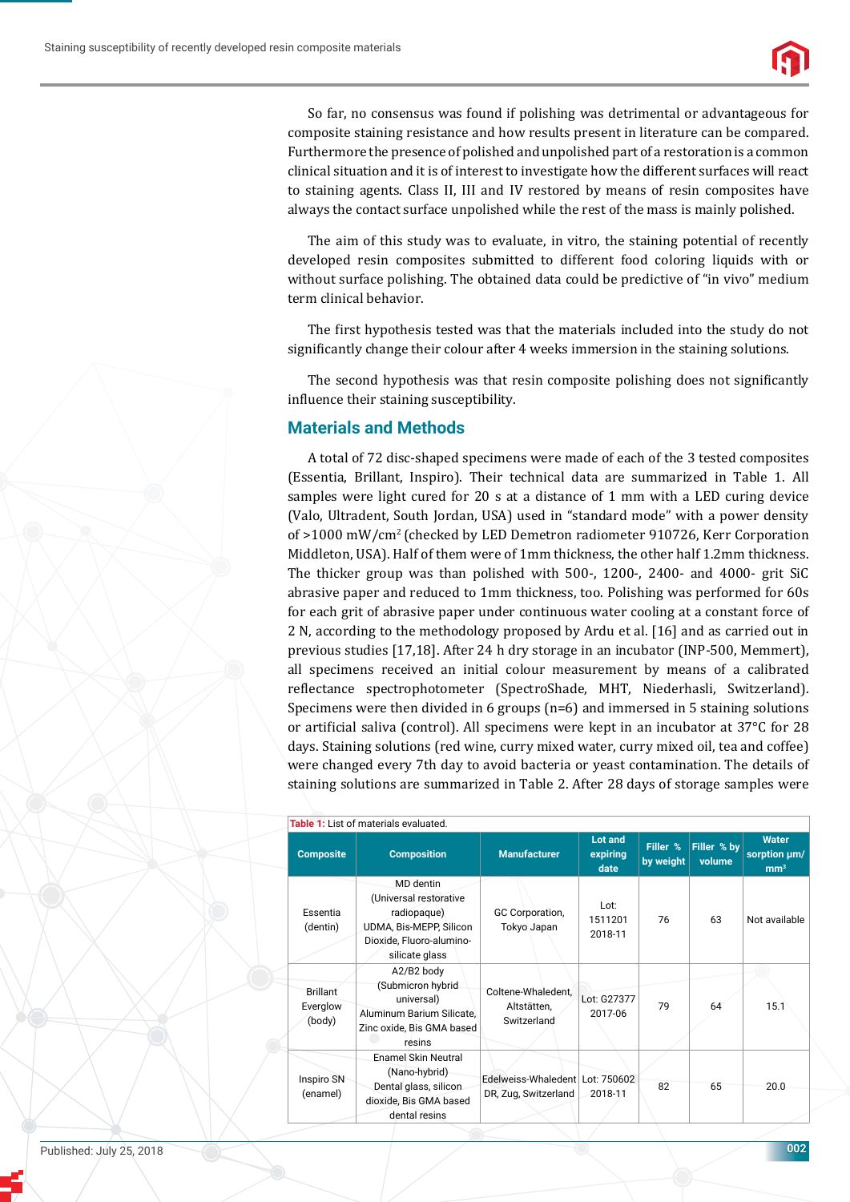So far, no consensus was found if polishing was detrimental or advantageous for composite staining resistance and how results present in literature can be compared. Furthermore the presence of polished and unpolished part of a restoration is a common clinical situation and it is of interest to investigate how the different surfaces will react to staining agents. Class II, III and IV restored by means of resin composites have always the contact surface unpolished while the rest of the mass is mainly polished.

The aim of this study was to evaluate, in vitro, the staining potential of recently developed resin composites submitted to different food coloring liquids with or without surface polishing. The obtained data could be predictive of "in vivo" medium term clinical behavior.

The first hypothesis tested was that the materials included into the study do not significantly change their colour after 4 weeks immersion in the staining solutions.

The second hypothesis was that resin composite polishing does not significantly influence their staining susceptibility.

## Materials and Methods

A total of 72 disc-shaped specimens were made of each of the 3 tested composites (Essentia, Brillant, Inspiro). Their technical data are summarized in Table 1. All samples were light cured for 20 s at a distance of 1 mm with a LED curing device (Valo, Ultradent, South Jordan, USA) used in "standard mode" with a power density of >1000 mW/cm$^2$ (checked by LED Demetron radiometer 910726, Kerr Corporation Middleton, USA). Half of them were of 1mm thickness, the other half 1.2mm thickness. The thicker group was than polished with 500-, 1200-, 2400- and 4000- grit SiC abrasive paper and reduced to 1mm thickness, too. Polishing was performed for 60s for each grit of abrasive paper under continuous water cooling at a constant force of 2 N, according to the methodology proposed by Ardu et al. [16] and as carried out in previous studies [17,18]. After 24 h dry storage in an incubator (INP-500, Memmert), all specimens received an initial colour measurement by means of a calibrated reflectance spectrophotometer (SpectroShade, MHT, Niederhasli, Switzerland). Specimens were then divided in 6 groups (n=6) and immersed in 5 staining solutions or artificial saliva (control). All specimens were kept in an incubator at 37°C for 28 days. Staining solutions (red wine, curry mixed water, curry mixed oil, tea and coffee) were changed every 7th day to avoid bacteria or yeast contamination. The details of staining solutions are summarized in Table 2. After 28 days of storage samples were

Table 1: List of materials evaluated.

| Composite | Composition | Manufacturer | Lot and expiring date | Filler % by weight | Filler % by volume | Water sorption µm/mm³ |
|---|---|---|---|---|---|---|
| Essentia (dentin) | MD dentin (Universal restorative radiopaque) UDMA, Bis-MEPP, Silicon Dioxide, Fluoro-alumino-silicate glass | GC Corporation, Tokyo Japan | Lot: 1511201 2018-11 | 76 | 63 | Not available |
| Brillant Everglow (body) | A2/B2 body (Submicron hybrid universal) Aluminum Barium Silicate, Zinc oxide, Bis GMA based resins | Coltene-Whaledent, Altstätten, Switzerland | Lot: G27377 2017-06 | 79 | 64 | 15.1 |
| Inspiro SN (enamel) | Enamel Skin Neutral (Nano-hybrid) Dental glass, silicon dioxide, Bis GMA based dental resins | Edelweiss-Whaledent DR, Zug, Switzerland | Lot: 750602 2018-11 | 82 | 65 | 20.0 |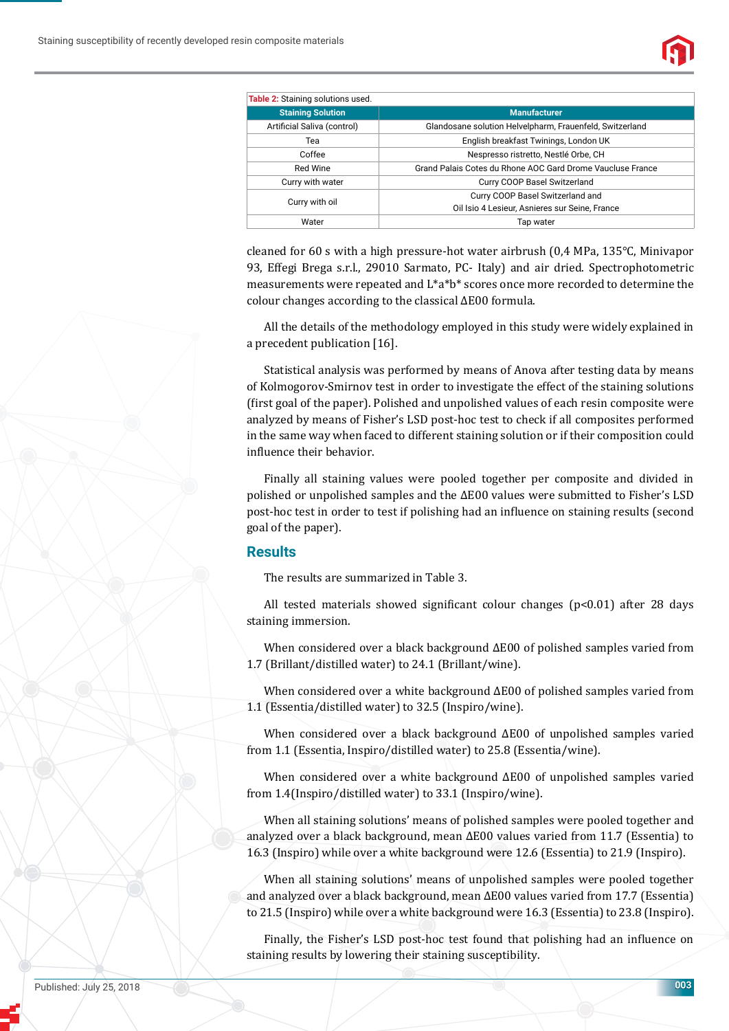Table 2: Staining solutions used.

| Staining Solution | Manufacturer |
|---|---|
| Artificial Saliva (control) | Glandosane solution Helvelpharm, Frauenfeld, Switzerland |
| Tea | English breakfast Twinings, London UK |
| Coffee | Nespresso ristretto, Nestlé Orbe, CH |
| Red Wine | Grand Palais Cotes du Rhone AOC Gard Drome Vaucluse France |
| Curry with water | Curry COOP Basel Switzerland |
| Curry with oil | Curry COOP Basel Switzerland and Oil Isio 4 Lesieur, Asnieres sur Seine, France |
| Water | Tap water |

cleaned for 60 s with a high pressure-hot water airbrush (0,4 MPa, 135°C, Minivapor 93, Effegi Brega s.r.l., 29010 Sarmato, PC- Italy) and air dried. Spectrophotometric measurements were repeated and L*a*b* scores once more recorded to determine the colour changes according to the classical ΔE00 formula.

All the details of the methodology employed in this study were widely explained in a precedent publication [16].

Statistical analysis was performed by means of Anova after testing data by means of Kolmogorov-Smirnov test in order to investigate the effect of the staining solutions (first goal of the paper). Polished and unpolished values of each resin composite were analyzed by means of Fisher's LSD post-hoc test to check if all composites performed in the same way when faced to different staining solution or if their composition could influence their behavior.

Finally all staining values were pooled together per composite and divided in polished or unpolished samples and the ΔE00 values were submitted to Fisher's LSD post-hoc test in order to test if polishing had an influence on staining results (second goal of the paper).

## Results

The results are summarized in Table 3.

All tested materials showed significant colour changes ($p<0.01$) after 28 days staining immersion.

When considered over a black background ΔE00 of polished samples varied from 1.7 (Brillant/distilled water) to 24.1 (Brillant/wine).

When considered over a white background ΔE00 of polished samples varied from 1.1 (Essentia/distilled water) to 32.5 (Inspiro/wine).

When considered over a black background ΔE00 of unpolished samples varied from 1.1 (Essentia, Inspiro/distilled water) to 25.8 (Essentia/wine).

When considered over a white background ΔE00 of unpolished samples varied from 1.4(Inspiro/distilled water) to 33.1 (Inspiro/wine).

When all staining solutions' means of polished samples were pooled together and analyzed over a black background, mean ΔE00 values varied from 11.7 (Essentia) to 16.3 (Inspiro) while over a white background were 12.6 (Essentia) to 21.9 (Inspiro).

When all staining solutions' means of unpolished samples were pooled together and analyzed over a black background, mean ΔE00 values varied from 17.7 (Essentia) to 21.5 (Inspiro) while over a white background were 16.3 (Essentia) to 23.8 (Inspiro).

Finally, the Fisher's LSD post-hoc test found that polishing had an influence on staining results by lowering their staining susceptibility.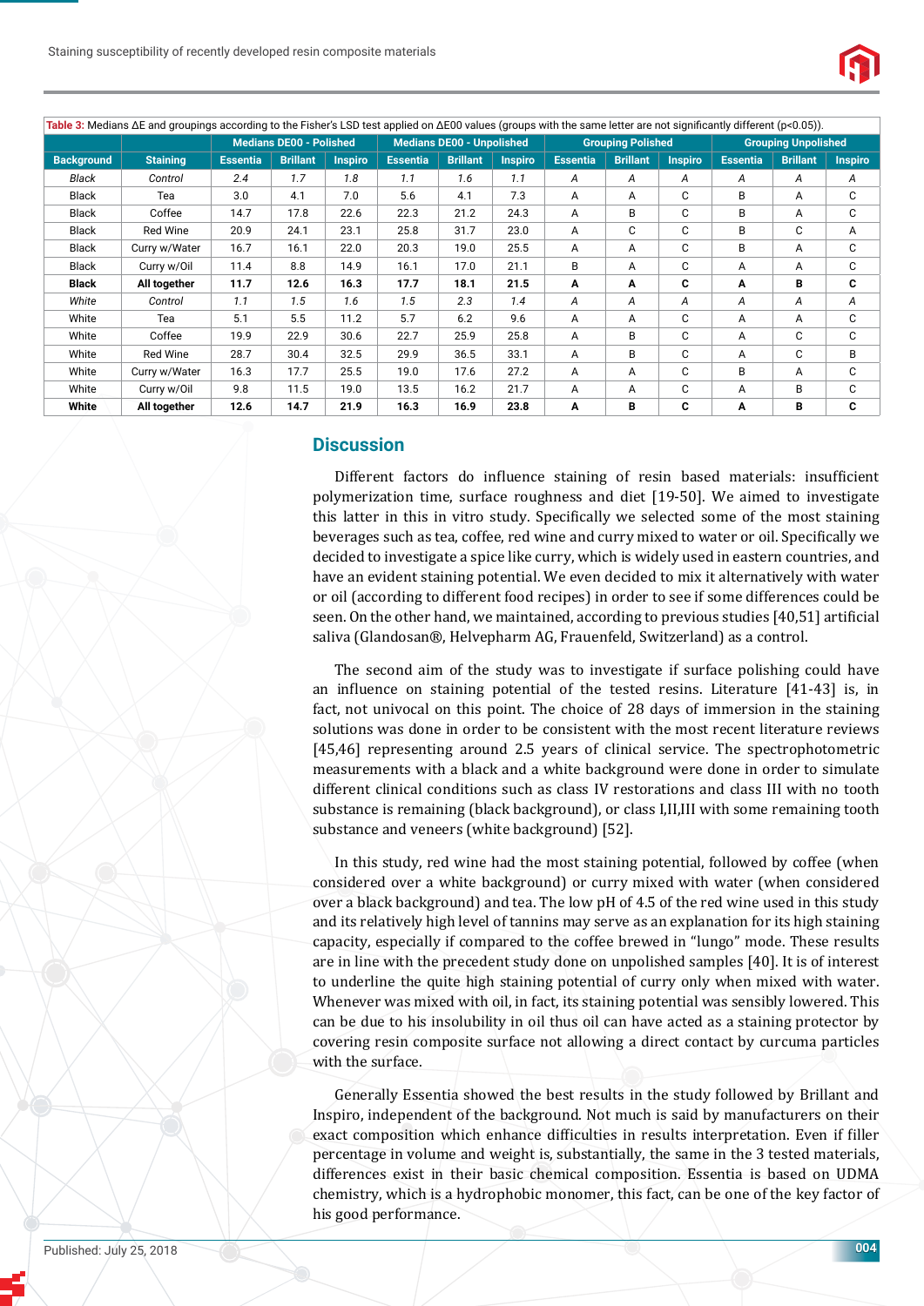Table 3: Medians ΔE and groupings according to the Fisher's LSD test applied on ΔE00 values (groups with the same letter are not significantly different (p<0.05)).

| | | Medians DE00 - Polished | | | Medians DE00 - Unpolished | | | Grouping Polished | | | Grouping Unpolished | | |
|---|---|---|---|---|---|---|---|---|---|---|---|---|---|
| **Background** | **Staining** | **Essentia** | **Brillant** | **Inspiro** | **Essentia** | **Brillant** | **Inspiro** | **Essentia** | **Brillant** | **Inspiro** | **Essentia** | **Brillant** | **Inspiro** |
| *Black* | *Control* | *2.4* | *1.7* | *1.8* | *1.1* | *1.6* | *1.1* | *A* | *A* | *A* | *A* | *A* | *A* |
| Black | Tea | 3.0 | 4.1 | 7.0 | 5.6 | 4.1 | 7.3 | A | A | C | B | A | C |
| Black | Coffee | 14.7 | 17.8 | 22.6 | 22.3 | 21.2 | 24.3 | A | B | C | B | A | C |
| Black | Red Wine | 20.9 | 24.1 | 23.1 | 25.8 | 31.7 | 23.0 | A | C | C | B | C | A |
| Black | Curry w/Water | 16.7 | 16.1 | 22.0 | 20.3 | 19.0 | 25.5 | A | A | C | B | A | C |
| Black | Curry w/Oil | 11.4 | 8.8 | 14.9 | 16.1 | 17.0 | 21.1 | B | A | C | A | A | C |
| **Black** | **All together** | **11.7** | **12.6** | **16.3** | **17.7** | **18.1** | **21.5** | **A** | **A** | **C** | **A** | **B** | **C** |
| *White* | *Control* | *1.1* | *1.5* | *1.6* | *1.5* | *2.3* | *1.4* | *A* | *A* | *A* | *A* | *A* | *A* |
| White | Tea | 5.1 | 5.5 | 11.2 | 5.7 | 6.2 | 9.6 | A | A | C | A | A | C |
| White | Coffee | 19.9 | 22.9 | 30.6 | 22.7 | 25.9 | 25.8 | A | B | C | A | C | C |
| White | Red Wine | 28.7 | 30.4 | 32.5 | 29.9 | 36.5 | 33.1 | A | B | C | A | C | B |
| White | Curry w/Water | 16.3 | 17.7 | 25.5 | 19.0 | 17.6 | 27.2 | A | A | C | B | A | C |
| White | Curry w/Oil | 9.8 | 11.5 | 19.0 | 13.5 | 16.2 | 21.7 | A | A | C | A | B | C |
| **White** | **All together** | **12.6** | **14.7** | **21.9** | **16.3** | **16.9** | **23.8** | **A** | **B** | **C** | **A** | **B** | **C** |

## Discussion

Different factors do influence staining of resin based materials: insufficient polymerization time, surface roughness and diet [19-50]. We aimed to investigate this latter in this in vitro study. Specifically we selected some of the most staining beverages such as tea, coffee, red wine and curry mixed to water or oil. Specifically we decided to investigate a spice like curry, which is widely used in eastern countries, and have an evident staining potential. We even decided to mix it alternatively with water or oil (according to different food recipes) in order to see if some differences could be seen. On the other hand, we maintained, according to previous studies [40,51] artificial saliva (Glandosan®, Helvepharm AG, Frauenfeld, Switzerland) as a control.

The second aim of the study was to investigate if surface polishing could have an influence on staining potential of the tested resins. Literature [41-43] is, in fact, not univocal on this point. The choice of 28 days of immersion in the staining solutions was done in order to be consistent with the most recent literature reviews [45,46] representing around 2.5 years of clinical service. The spectrophotometric measurements with a black and a white background were done in order to simulate different clinical conditions such as class IV restorations and class III with no tooth substance is remaining (black background), or class I,II,III with some remaining tooth substance and veneers (white background) [52].

In this study, red wine had the most staining potential, followed by coffee (when considered over a white background) or curry mixed with water (when considered over a black background) and tea. The low pH of 4.5 of the red wine used in this study and its relatively high level of tannins may serve as an explanation for its high staining capacity, especially if compared to the coffee brewed in "lungo" mode. These results are in line with the precedent study done on unpolished samples [40]. It is of interest to underline the quite high staining potential of curry only when mixed with water. Whenever was mixed with oil, in fact, its staining potential was sensibly lowered. This can be due to his insolubility in oil thus oil can have acted as a staining protector by covering resin composite surface not allowing a direct contact by curcuma particles with the surface.

Generally Essentia showed the best results in the study followed by Brillant and Inspiro, independent of the background. Not much is said by manufacturers on their exact composition which enhance difficulties in results interpretation. Even if filler percentage in volume and weight is, substantially, the same in the 3 tested materials, differences exist in their basic chemical composition. Essentia is based on UDMA chemistry, which is a hydrophobic monomer, this fact, can be one of the key factor of his good performance.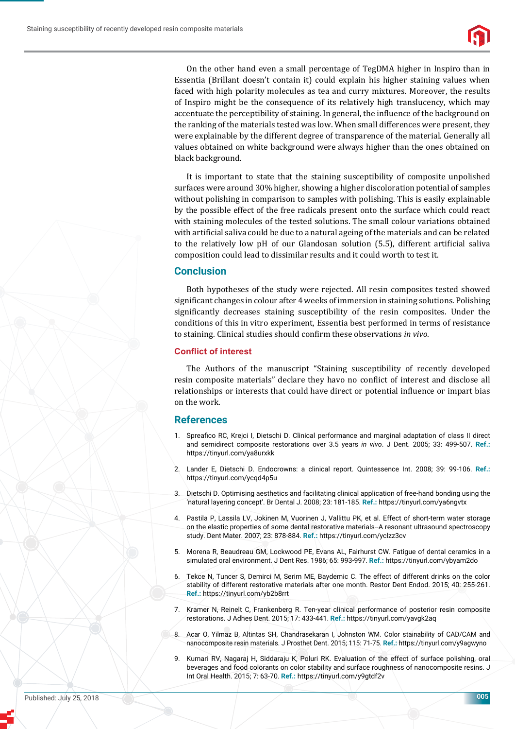On the other hand even a small percentage of TegDMA higher in Inspiro than in Essentia (Brillant doesn't contain it) could explain his higher staining values when faced with high polarity molecules as tea and curry mixtures. Moreover, the results of Inspiro might be the consequence of its relatively high translucency, which may accentuate the perceptibility of staining. In general, the influence of the background on the ranking of the materials tested was low. When small differences were present, they were explainable by the different degree of transparence of the material. Generally all values obtained on white background were always higher than the ones obtained on black background.

It is important to state that the staining susceptibility of composite unpolished surfaces were around 30% higher, showing a higher discoloration potential of samples without polishing in comparison to samples with polishing. This is easily explainable by the possible effect of the free radicals present onto the surface which could react with staining molecules of the tested solutions. The small colour variations obtained with artificial saliva could be due to a natural ageing of the materials and can be related to the relatively low pH of our Glandosan solution (5.5), different artificial saliva composition could lead to dissimilar results and it could worth to test it.

## Conclusion

Both hypotheses of the study were rejected. All resin composites tested showed significant changes in colour after 4 weeks of immersion in staining solutions. Polishing significantly decreases staining susceptibility of the resin composites. Under the conditions of this in vitro experiment, Essentia best performed in terms of resistance to staining. Clinical studies should confirm these observations *in vivo*.

## Conflict of interest

The Authors of the manuscript "Staining susceptibility of recently developed resin composite materials" declare they havo no conflict of interest and disclose all relationships or interests that could have direct or potential influence or impart bias on the work.

## References

1. Spreafico RC, Krejci I, Dietschi D. Clinical performance and marginal adaptation of class II direct and semidirect composite restorations over 3.5 years *in vivo*. J Dent. 2005; 33: 499-507. **Ref.:** https://tinyurl.com/ya8urxkk

2. Lander E, Dietschi D. Endocrowns: a clinical report. Quintessence Int. 2008; 39: 99-106. **Ref.:** https://tinyurl.com/ycqd4p5u

3. Dietschi D. Optimising aesthetics and facilitating clinical application of free-hand bonding using the 'natural layering concept'. Br Dental J. 2008; 23: 181-185. **Ref.:** https://tinyurl.com/ya6ngvtx

4. Pastila P, Lassila LV, Jokinen M, Vuorinen J, Vallittu PK, et al. Effect of short-term water storage on the elastic properties of some dental restorative materials--A resonant ultrasound spectroscopy study. Dent Mater. 2007; 23: 878-884. **Ref.:** https://tinyurl.com/yclzz3cv

5. Morena R, Beaudreau GM, Lockwood PE, Evans AL, Fairhurst CW. Fatigue of dental ceramics in a simulated oral environment. J Dent Res. 1986; 65: 993-997. **Ref.:** https://tinyurl.com/ybyam2do

6. Tekce N, Tuncer S, Demirci M, Serim ME, Baydemic C. The effect of different drinks on the color stability of different restorative materials after one month. Restor Dent Endod. 2015; 40: 255-261. **Ref.:** https://tinyurl.com/yb2b8rrt

7. Kramer N, Reinelt C, Frankenberg R. Ten-year clinical performance of posterior resin composite restorations. J Adhes Dent. 2015; 17: 433-441. **Ref.:** https://tinyurl.com/yavgk2aq

8. Acar O, Yilmaz B, Altintas SH, Chandrasekaran I, Johnston WM. Color stainability of CAD/CAM and nanocomposite resin materials. J Prosthet Dent. 2015; 115: 71-75. **Ref.:** https://tinyurl.com/y9agwyno

9. Kumari RV, Nagaraj H, Siddaraju K, Poluri RK. Evaluation of the effect of surface polishing, oral beverages and food colorants on color stability and surface roughness of nanocomposite resins. J Int Oral Health. 2015; 7: 63-70. **Ref.:** https://tinyurl.com/y9gtdf2v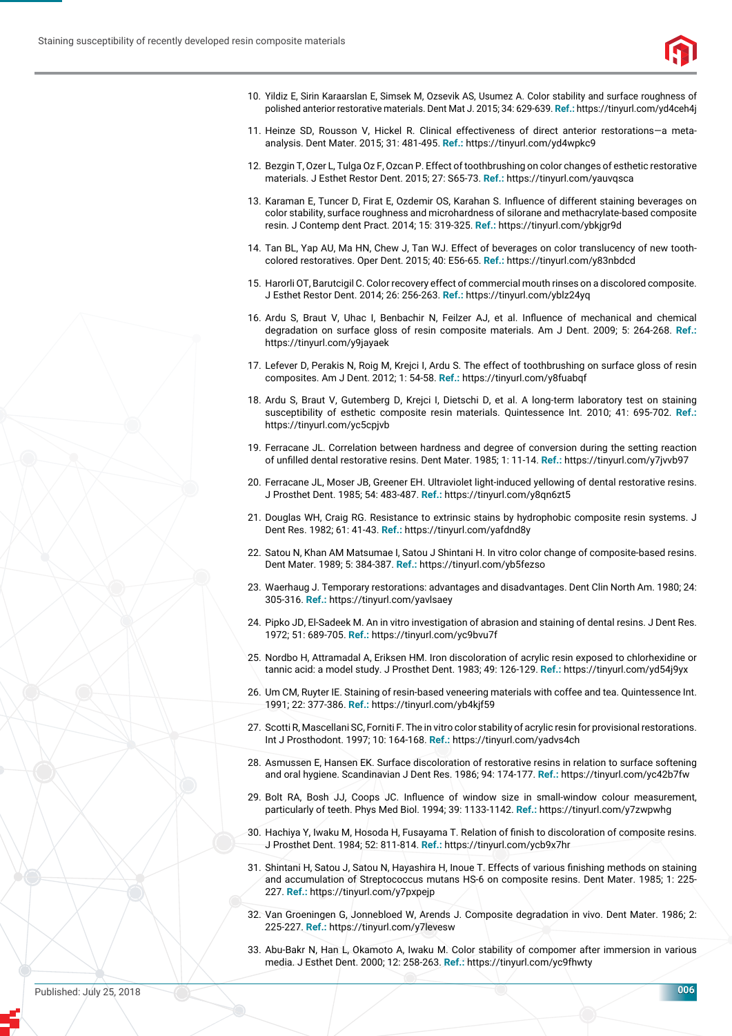10. Yildiz E, Sirin Karaarslan E, Simsek M, Ozsevik AS, Usumez A. Color stability and surface roughness of polished anterior restorative materials. Dent Mat J. 2015; 34: 629-639. **Ref.:** https://tinyurl.com/yd4ceh4j

11. Heinze SD, Rousson V, Hickel R. Clinical effectiveness of direct anterior restorations—a meta-analysis. Dent Mater. 2015; 31: 481-495. **Ref.:** https://tinyurl.com/yd4wpkc9

12. Bezgin T, Ozer L, Tulga Oz F, Ozcan P. Effect of toothbrushing on color changes of esthetic restorative materials. J Esthet Restor Dent. 2015; 27: S65-73. **Ref.:** https://tinyurl.com/yauvqsca

13. Karaman E, Tuncer D, Firat E, Ozdemir OS, Karahan S. Influence of different staining beverages on color stability, surface roughness and microhardness of silorane and methacrylate-based composite resin. J Contemp dent Pract. 2014; 15: 319-325. **Ref.:** https://tinyurl.com/ybkjgr9d

14. Tan BL, Yap AU, Ma HN, Chew J, Tan WJ. Effect of beverages on color translucency of new tooth-colored restoratives. Oper Dent. 2015; 40: E56-65. **Ref.:** https://tinyurl.com/y83nbdcd

15. Harorli OT, Barutcigil C. Color recovery effect of commercial mouth rinses on a discolored composite. J Esthet Restor Dent. 2014; 26: 256-263. **Ref.:** https://tinyurl.com/yblz24yq

16. Ardu S, Braut V, Uhac I, Benbachir N, Feilzer AJ, et al. Influence of mechanical and chemical degradation on surface gloss of resin composite materials. Am J Dent. 2009; 5: 264-268. **Ref.:** https://tinyurl.com/y9jayaek

17. Lefever D, Perakis N, Roig M, Krejci I, Ardu S. The effect of toothbrushing on surface gloss of resin composites. Am J Dent. 2012; 1: 54-58. **Ref.:** https://tinyurl.com/y8fuabqf

18. Ardu S, Braut V, Gutemberg D, Krejci I, Dietschi D, et al. A long-term laboratory test on staining susceptibility of esthetic composite resin materials. Quintessence Int. 2010; 41: 695-702. **Ref.:** https://tinyurl.com/yc5cpjvb

19. Ferracane JL. Correlation between hardness and degree of conversion during the setting reaction of unfilled dental restorative resins. Dent Mater. 1985; 1: 11-14. **Ref.:** https://tinyurl.com/y7jvvb97

20. Ferracane JL, Moser JB, Greener EH. Ultraviolet light-induced yellowing of dental restorative resins. J Prosthet Dent. 1985; 54: 483-487. **Ref.:** https://tinyurl.com/y8qn6zt5

21. Douglas WH, Craig RG. Resistance to extrinsic stains by hydrophobic composite resin systems. J Dent Res. 1982; 61: 41-43. **Ref.:** https://tinyurl.com/yafdnd8y

22. Satou N, Khan AM Matsumae I, Satou J Shintani H. In vitro color change of composite-based resins. Dent Mater. 1989; 5: 384-387. **Ref.:** https://tinyurl.com/yb5fezso

23. Waerhaug J. Temporary restorations: advantages and disadvantages. Dent Clin North Am. 1980; 24: 305-316. **Ref.:** https://tinyurl.com/yavlsaey

24. Pipko JD, El-Sadeek M. An in vitro investigation of abrasion and staining of dental resins. J Dent Res. 1972; 51: 689-705. **Ref.:** https://tinyurl.com/yc9bvu7f

25. Nordbo H, Attramadal A, Eriksen HM. Iron discoloration of acrylic resin exposed to chlorhexidine or tannic acid: a model study. J Prosthet Dent. 1983; 49: 126-129. **Ref.:** https://tinyurl.com/yd54j9yx

26. Um CM, Ruyter IE. Staining of resin-based veneering materials with coffee and tea. Quintessence Int. 1991; 22: 377-386. **Ref.:** https://tinyurl.com/yb4kjf59

27. Scotti R, Mascellani SC, Forniti F. The in vitro color stability of acrylic resin for provisional restorations. Int J Prosthodont. 1997; 10: 164-168. **Ref.:** https://tinyurl.com/yadvs4ch

28. Asmussen E, Hansen EK. Surface discoloration of restorative resins in relation to surface softening and oral hygiene. Scandinavian J Dent Res. 1986; 94: 174-177. **Ref.:** https://tinyurl.com/yc42b7fw

29. Bolt RA, Bosh JJ, Coops JC. Influence of window size in small-window colour measurement, particularly of teeth. Phys Med Biol. 1994; 39: 1133-1142. **Ref.:** https://tinyurl.com/y7zwpwhg

30. Hachiya Y, Iwaku M, Hosoda H, Fusayama T. Relation of finish to discoloration of composite resins. J Prosthet Dent. 1984; 52: 811-814. **Ref.:** https://tinyurl.com/ycb9x7hr

31. Shintani H, Satou J, Satou N, Hayashira H, Inoue T. Effects of various finishing methods on staining and accumulation of Streptococcus mutans HS-6 on composite resins. Dent Mater. 1985; 1: 225-227. **Ref.:** https://tinyurl.com/y7pxpejp

32. Van Groeningen G, Jonnebloed W, Arends J. Composite degradation in vivo. Dent Mater. 1986; 2: 225-227. **Ref.:** https://tinyurl.com/y7levesw

33. Abu-Bakr N, Han L, Okamoto A, Iwaku M. Color stability of compomer after immersion in various media. J Esthet Dent. 2000; 12: 258-263. **Ref.:** https://tinyurl.com/yc9fhwty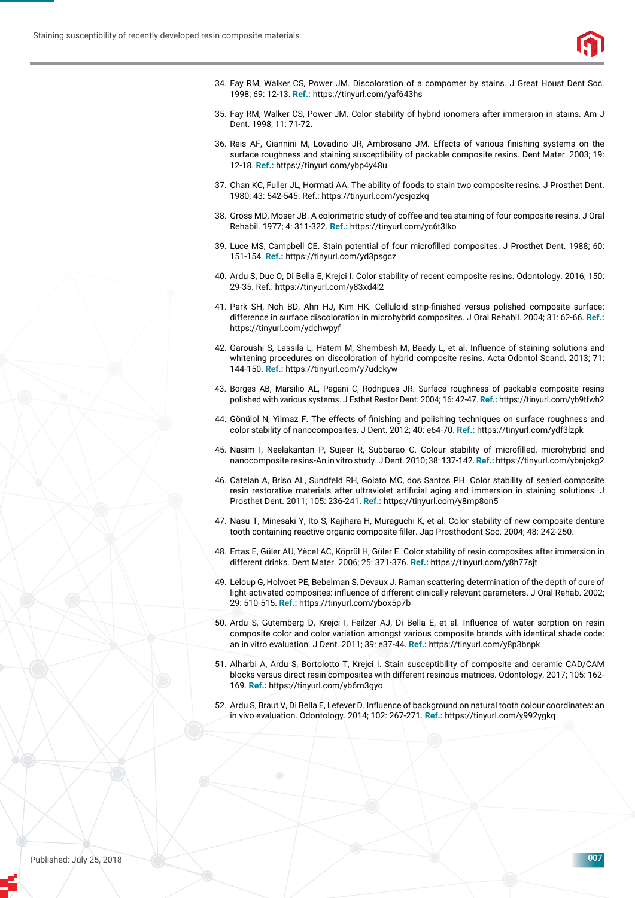34. Fay RM, Walker CS, Power JM. Discoloration of a compomer by stains. J Great Houst Dent Soc. 1998; 69: 12-13. **Ref.:** https://tinyurl.com/yaf643hs

35. Fay RM, Walker CS, Power JM. Color stability of hybrid ionomers after immersion in stains. Am J Dent. 1998; 11: 71-72.

36. Reis AF, Giannini M, Lovadino JR, Ambrosano JM. Effects of various finishing systems on the surface roughness and staining susceptibility of packable composite resins. Dent Mater. 2003; 19: 12-18. **Ref.:** https://tinyurl.com/ybp4y48u

37. Chan KC, Fuller JL, Hormati AA. The ability of foods to stain two composite resins. J Prosthet Dent. 1980; 43: 542-545. Ref.: https://tinyurl.com/ycsjozkq

38. Gross MD, Moser JB. A colorimetric study of coffee and tea staining of four composite resins. J Oral Rehabil. 1977; 4: 311-322. **Ref.:** https://tinyurl.com/yc6t3lko

39. Luce MS, Campbell CE. Stain potential of four microfilled composites. J Prosthet Dent. 1988; 60: 151-154. **Ref.:** https://tinyurl.com/yd3psgcz

40. Ardu S, Duc O, Di Bella E, Krejci I. Color stability of recent composite resins. Odontology. 2016; 150: 29-35. Ref.: https://tinyurl.com/y83xd4l2

41. Park SH, Noh BD, Ahn HJ, Kim HK. Celluloid strip-finished versus polished composite surface: difference in surface discoloration in microhybrid composites. J Oral Rehabil. 2004; 31: 62-66. **Ref.:** https://tinyurl.com/ydchwpyf

42. Garoushi S, Lassila L, Hatem M, Shembesh M, Baady L, et al. Influence of staining solutions and whitening procedures on discoloration of hybrid composite resins. Acta Odontol Scand. 2013; 71: 144-150. **Ref.:** https://tinyurl.com/y7udckyw

43. Borges AB, Marsilio AL, Pagani C, Rodrigues JR. Surface roughness of packable composite resins polished with various systems. J Esthet Restor Dent. 2004; 16: 42-47. **Ref.:** https://tinyurl.com/yb9tfwh2

44. Gönülol N, Yilmaz F. The effects of finishing and polishing techniques on surface roughness and color stability of nanocomposites. J Dent. 2012; 40: e64-70. **Ref.:** https://tinyurl.com/ydf3lzpk

45. Nasim I, Neelakantan P, Sujeer R, Subbarao C. Colour stability of microfilled, microhybrid and nanocomposite resins-An in vitro study. J Dent. 2010; 38: 137-142. **Ref.:** https://tinyurl.com/ybnjokg2

46. Catelan A, Briso AL, Sundfeld RH, Goiato MC, dos Santos PH. Color stability of sealed composite resin restorative materials after ultraviolet artificial aging and immersion in staining solutions. J Prosthet Dent. 2011; 105: 236-241. **Ref.:** https://tinyurl.com/y8mp8on5

47. Nasu T, Minesaki Y, Ito S, Kajihara H, Muraguchi K, et al. Color stability of new composite denture tooth containing reactive organic composite filler. Jap Prosthodont Soc. 2004; 48: 242-250.

48. Ertas E, Güler AU, Yècel AC, Köprül H, Güler E. Color stability of resin composites after immersion in different drinks. Dent Mater. 2006; 25: 371-376. **Ref.:** https://tinyurl.com/y8h77sjt

49. Leloup G, Holvoet PE, Bebelman S, Devaux J. Raman scattering determination of the depth of cure of light-activated composites: influence of different clinically relevant parameters. J Oral Rehab. 2002; 29: 510-515. **Ref.:** https://tinyurl.com/ybox5p7b

50. Ardu S, Gutemberg D, Krejci I, Feilzer AJ, Di Bella E, et al. Influence of water sorption on resin composite color and color variation amongst various composite brands with identical shade code: an in vitro evaluation. J Dent. 2011; 39: e37-44. **Ref.:** https://tinyurl.com/y8p3bnpk

51. Alharbi A, Ardu S, Bortolotto T, Krejci I. Stain susceptibility of composite and ceramic CAD/CAM blocks versus direct resin composites with different resinous matrices. Odontology. 2017; 105: 162-169. **Ref.:** https://tinyurl.com/yb6m3gyo

52. Ardu S, Braut V, Di Bella E, Lefever D. Influence of background on natural tooth colour coordinates: an in vivo evaluation. Odontology. 2014; 102: 267-271. **Ref.:** https://tinyurl.com/y992ygkq